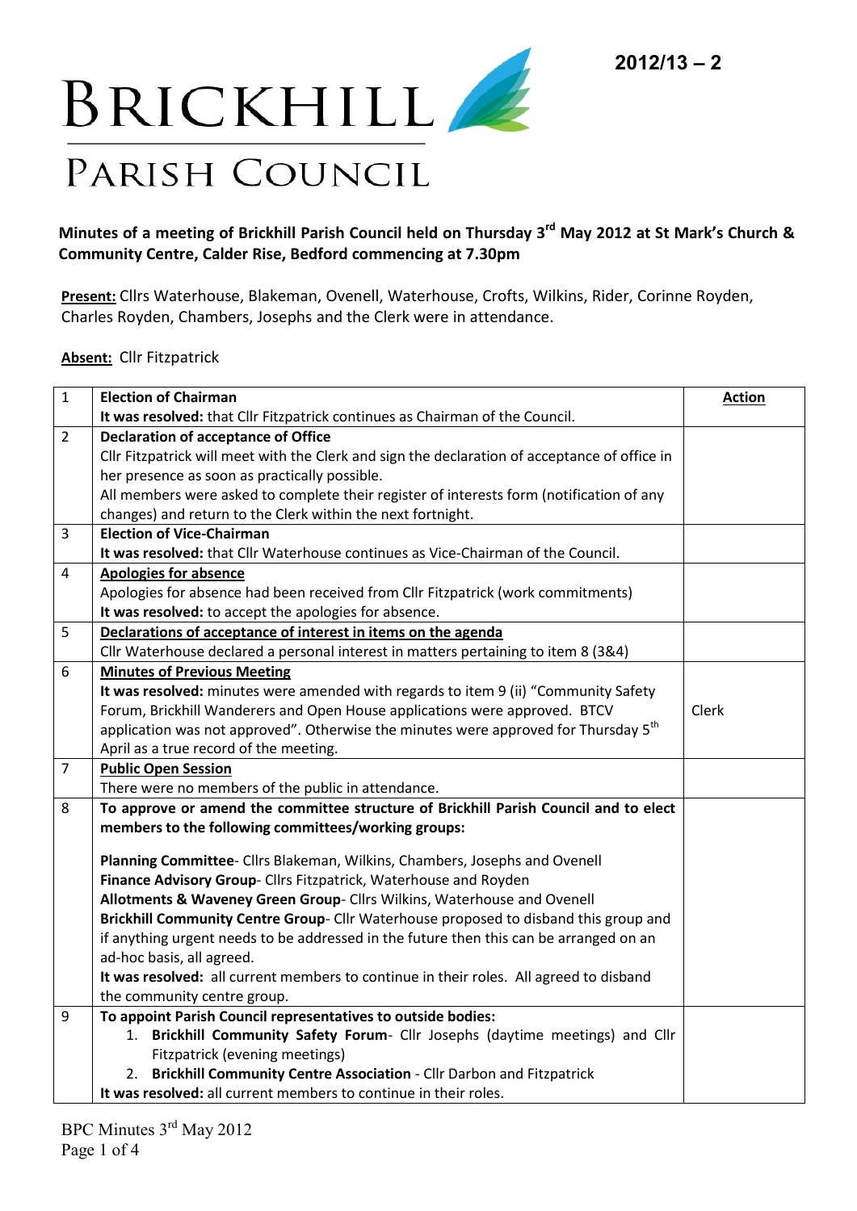**2012/13 – 2**

# BRICKHILL PARISH COUNCIL

**Minutes of a meeting of Brickhill Parish Council held on Thursday 3rd May 2012 at St Mark's Church & Community Centre, Calder Rise, Bedford commencing at 7.30pm**

**Present:** Cllrs Waterhouse, Blakeman, Ovenell, Waterhouse, Crofts, Wilkins, Rider, Corinne Royden, Charles Royden, Chambers, Josephs and the Clerk were in attendance.

**Absent:** Cllr Fitzpatrick

| | | **Action** |
|---|---|---|
| 1 | **Election of Chairman**<br>**It was resolved:** that Cllr Fitzpatrick continues as Chairman of the Council. | |
| 2 | **Declaration of acceptance of Office**<br>Cllr Fitzpatrick will meet with the Clerk and sign the declaration of acceptance of office in her presence as soon as practically possible.<br>All members were asked to complete their register of interests form (notification of any changes) and return to the Clerk within the next fortnight. | |
| 3 | **Election of Vice-Chairman**<br>**It was resolved:** that Cllr Waterhouse continues as Vice-Chairman of the Council. | |
| 4 | **Apologies for absence**<br>Apologies for absence had been received from Cllr Fitzpatrick (work commitments)<br>**It was resolved:** to accept the apologies for absence. | |
| 5 | **Declarations of acceptance of interest in items on the agenda**<br>Cllr Waterhouse declared a personal interest in matters pertaining to item 8 (3&4) | |
| 6 | **Minutes of Previous Meeting**<br>**It was resolved:** minutes were amended with regards to item 9 (ii) "Community Safety Forum, Brickhill Wanderers and Open House applications were approved. BTCV application was not approved". Otherwise the minutes were approved for Thursday 5th April as a true record of the meeting. | Clerk |
| 7 | **Public Open Session**<br>There were no members of the public in attendance. | |
| 8 | **To approve or amend the committee structure of Brickhill Parish Council and to elect members to the following committees/working groups:**<br><br>**Planning Committee**- Cllrs Blakeman, Wilkins, Chambers, Josephs and Ovenell<br>**Finance Advisory Group**- Cllrs Fitzpatrick, Waterhouse and Royden<br>**Allotments & Waveney Green Group**- Cllrs Wilkins, Waterhouse and Ovenell<br>**Brickhill Community Centre Group**- Cllr Waterhouse proposed to disband this group and if anything urgent needs to be addressed in the future then this can be arranged on an ad-hoc basis, all agreed.<br>**It was resolved:** all current members to continue in their roles. All agreed to disband the community centre group. | |
| 9 | **To appoint Parish Council representatives to outside bodies:**<br>1. **Brickhill Community Safety Forum**- Cllr Josephs (daytime meetings) and Cllr Fitzpatrick (evening meetings)<br>2. **Brickhill Community Centre Association** - Cllr Darbon and Fitzpatrick<br>**It was resolved:** all current members to continue in their roles. | |

BPC Minutes 3rd May 2012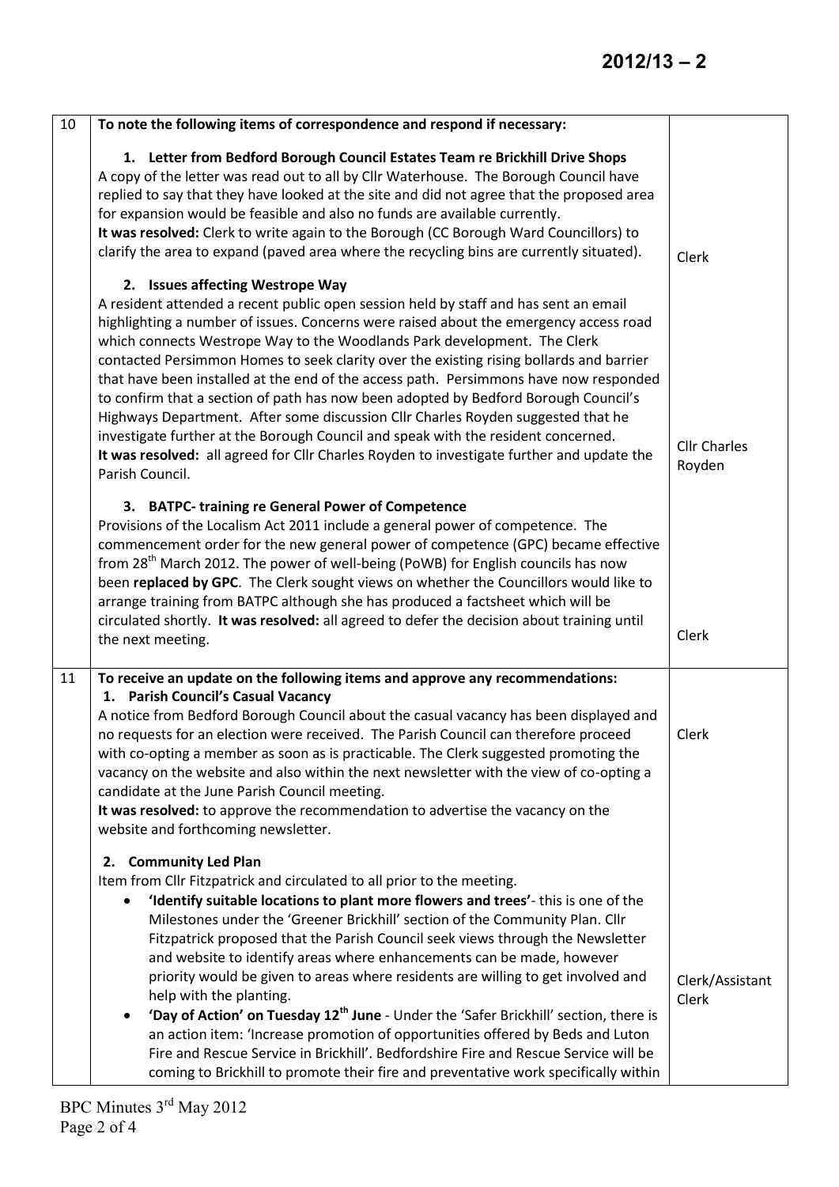**2012/13 – 2**

| | | |
|---|---|---|
| 10 | **To note the following items of correspondence and respond if necessary:**<br><br>**1. Letter from Bedford Borough Council Estates Team re Brickhill Drive Shops**<br>A copy of the letter was read out to all by Cllr Waterhouse. The Borough Council have replied to say that they have looked at the site and did not agree that the proposed area for expansion would be feasible and also no funds are available currently.<br>**It was resolved:** Clerk to write again to the Borough (CC Borough Ward Councillors) to clarify the area to expand (paved area where the recycling bins are currently situated).<br><br>**2. Issues affecting Westrope Way**<br>A resident attended a recent public open session held by staff and has sent an email highlighting a number of issues. Concerns were raised about the emergency access road which connects Westrope Way to the Woodlands Park development. The Clerk contacted Persimmon Homes to seek clarity over the existing rising bollards and barrier that have been installed at the end of the access path. Persimmons have now responded to confirm that a section of path has now been adopted by Bedford Borough Council's Highways Department. After some discussion Cllr Charles Royden suggested that he investigate further at the Borough Council and speak with the resident concerned.<br>**It was resolved:** all agreed for Cllr Charles Royden to investigate further and update the Parish Council.<br><br>**3. BATPC- training re General Power of Competence**<br>Provisions of the Localism Act 2011 include a general power of competence. The commencement order for the new general power of competence (GPC) became effective from 28th March 2012. The power of well-being (PoWB) for English councils has now been **replaced by GPC**. The Clerk sought views on whether the Councillors would like to arrange training from BATPC although she has produced a factsheet which will be circulated shortly. **It was resolved:** all agreed to defer the decision about training until the next meeting. | Clerk<br><br>Cllr Charles Royden<br><br>Clerk |
| 11 | **To receive an update on the following items and approve any recommendations:**<br>**1. Parish Council's Casual Vacancy**<br>A notice from Bedford Borough Council about the casual vacancy has been displayed and no requests for an election were received. The Parish Council can therefore proceed with co-opting a member as soon as is practicable. The Clerk suggested promoting the vacancy on the website and also within the next newsletter with the view of co-opting a candidate at the June Parish Council meeting.<br>**It was resolved:** to approve the recommendation to advertise the vacancy on the website and forthcoming newsletter.<br><br>**2. Community Led Plan**<br>Item from Cllr Fitzpatrick and circulated to all prior to the meeting.<br>• **'Identify suitable locations to plant more flowers and trees'**- this is one of the Milestones under the 'Greener Brickhill' section of the Community Plan. Cllr Fitzpatrick proposed that the Parish Council seek views through the Newsletter and website to identify areas where enhancements can be made, however priority would be given to areas where residents are willing to get involved and help with the planting.<br>• **'Day of Action' on Tuesday 12th June** - Under the 'Safer Brickhill' section, there is an action item: 'Increase promotion of opportunities offered by Beds and Luton Fire and Rescue Service in Brickhill'. Bedfordshire Fire and Rescue Service will be coming to Brickhill to promote their fire and preventative work specifically within | Clerk<br><br>Clerk/Assistant Clerk |

BPC Minutes 3rd May 2012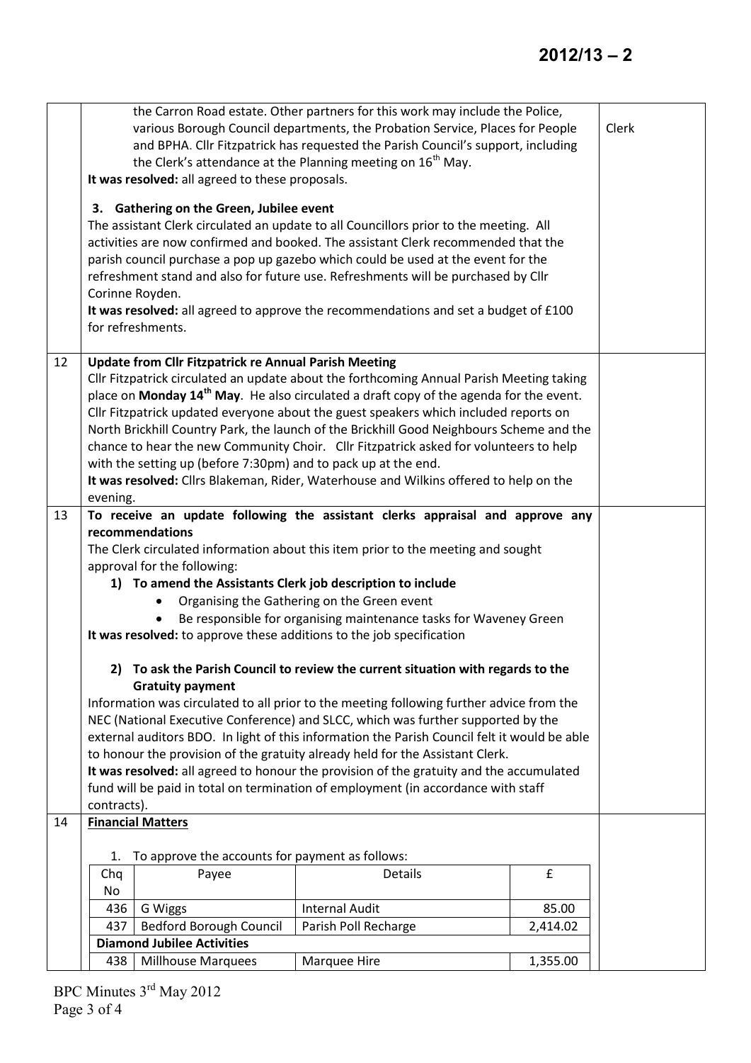the Carron Road estate. Other partners for this work may include the Police, various Borough Council departments, the Probation Service, Places for People and BPHA. Cllr Fitzpatrick has requested the Parish Council's support, including the Clerk's attendance at the Planning meeting on 16th May.

**It was resolved:** all agreed to these proposals.

Clerk

**3. Gathering on the Green, Jubilee event**

The assistant Clerk circulated an update to all Councillors prior to the meeting. All activities are now confirmed and booked. The assistant Clerk recommended that the parish council purchase a pop up gazebo which could be used at the event for the refreshment stand and also for future use. Refreshments will be purchased by Cllr Corinne Royden.

**It was resolved:** all agreed to approve the recommendations and set a budget of £100 for refreshments.

## 12 Update from Cllr Fitzpatrick re Annual Parish Meeting

Cllr Fitzpatrick circulated an update about the forthcoming Annual Parish Meeting taking place on **Monday 14th May**. He also circulated a draft copy of the agenda for the event. Cllr Fitzpatrick updated everyone about the guest speakers which included reports on North Brickhill Country Park, the launch of the Brickhill Good Neighbours Scheme and the chance to hear the new Community Choir. Cllr Fitzpatrick asked for volunteers to help with the setting up (before 7:30pm) and to pack up at the end.

**It was resolved:** Cllrs Blakeman, Rider, Waterhouse and Wilkins offered to help on the evening.

## 13 To receive an update following the assistant clerks appraisal and approve any recommendations

The Clerk circulated information about this item prior to the meeting and sought approval for the following:

**1) To amend the Assistants Clerk job description to include**

- Organising the Gathering on the Green event
- Be responsible for organising maintenance tasks for Waveney Green

**It was resolved:** to approve these additions to the job specification

**2) To ask the Parish Council to review the current situation with regards to the Gratuity payment**

Information was circulated to all prior to the meeting following further advice from the NEC (National Executive Conference) and SLCC, which was further supported by the external auditors BDO. In light of this information the Parish Council felt it would be able to honour the provision of the gratuity already held for the Assistant Clerk.

**It was resolved:** all agreed to honour the provision of the gratuity and the accumulated fund will be paid in total on termination of employment (in accordance with staff contracts).

## 14 Financial Matters

1. To approve the accounts for payment as follows:

| Chq No | Payee | Details | £ |
|---|---|---|---|
| 436 | G Wiggs | Internal Audit | 85.00 |
| 437 | Bedford Borough Council | Parish Poll Recharge | 2,414.02 |
| **Diamond Jubilee Activities** | | | |
| 438 | Millhouse Marquees | Marquee Hire | 1,355.00 |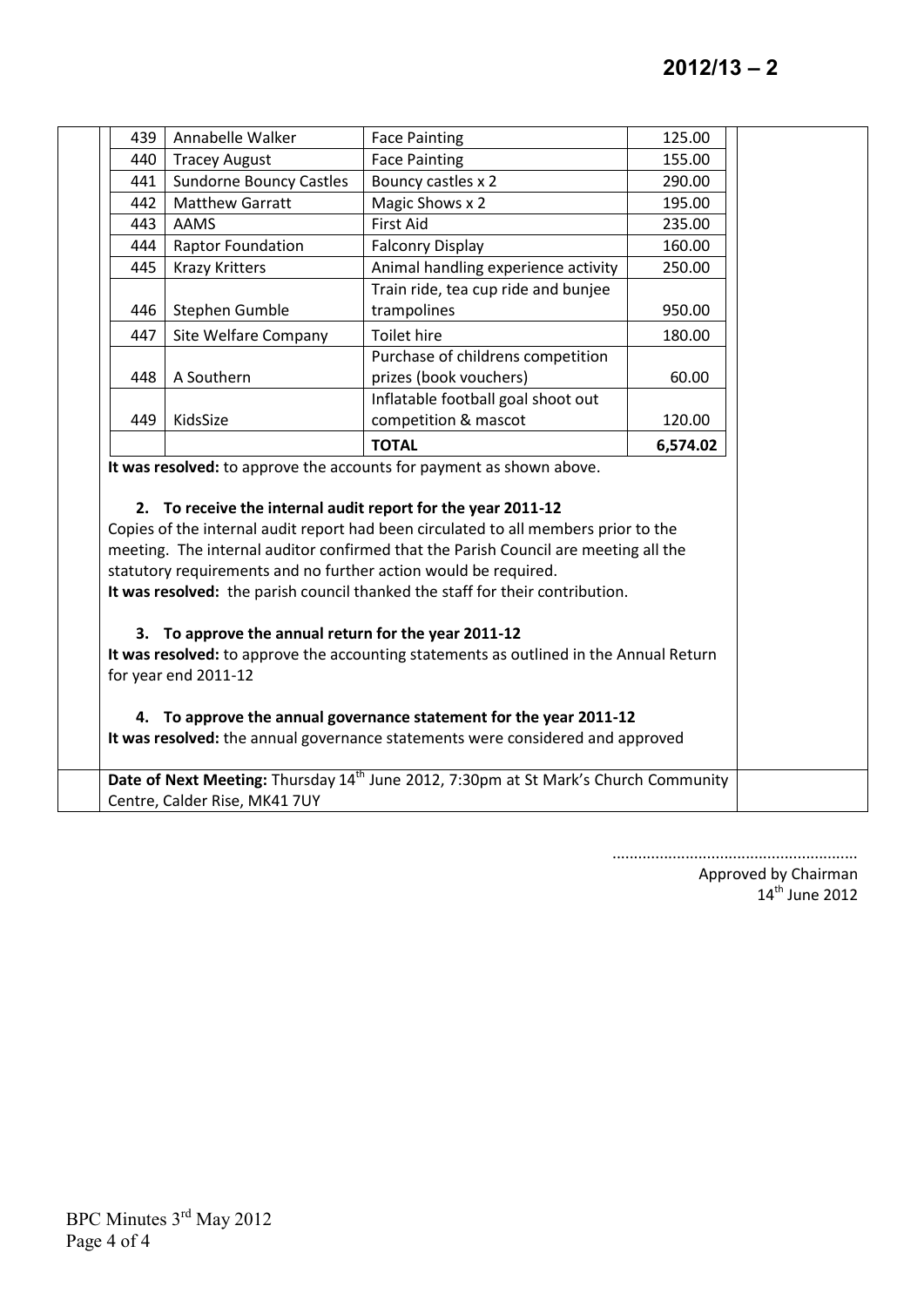| | | | |
|---|---|---|---|
| 439 | Annabelle Walker | Face Painting | 125.00 |
| 440 | Tracey August | Face Painting | 155.00 |
| 441 | Sundorne Bouncy Castles | Bouncy castles x 2 | 290.00 |
| 442 | Matthew Garratt | Magic Shows x 2 | 195.00 |
| 443 | AAMS | First Aid | 235.00 |
| 444 | Raptor Foundation | Falconry Display | 160.00 |
| 445 | Krazy Kritters | Animal handling experience activity | 250.00 |
| 446 | Stephen Gumble | Train ride, tea cup ride and bunjee trampolines | 950.00 |
| 447 | Site Welfare Company | Toilet hire | 180.00 |
| 448 | A Southern | Purchase of childrens competition prizes (book vouchers) | 60.00 |
| 449 | KidsSize | Inflatable football goal shoot out competition & mascot | 120.00 |
| | | **TOTAL** | **6,574.02** |

**It was resolved:** to approve the accounts for payment as shown above.

**2. To receive the internal audit report for the year 2011-12**

Copies of the internal audit report had been circulated to all members prior to the meeting. The internal auditor confirmed that the Parish Council are meeting all the statutory requirements and no further action would be required.

**It was resolved:** the parish council thanked the staff for their contribution.

**3. To approve the annual return for the year 2011-12**

**It was resolved:** to approve the accounting statements as outlined in the Annual Return for year end 2011-12

**4. To approve the annual governance statement for the year 2011-12**

**It was resolved:** the annual governance statements were considered and approved

**Date of Next Meeting:** Thursday 14th June 2012, 7:30pm at St Mark's Church Community Centre, Calder Rise, MK41 7UY

........................................................

Approved by Chairman

14th June 2012

BPC Minutes 3rd May 2012